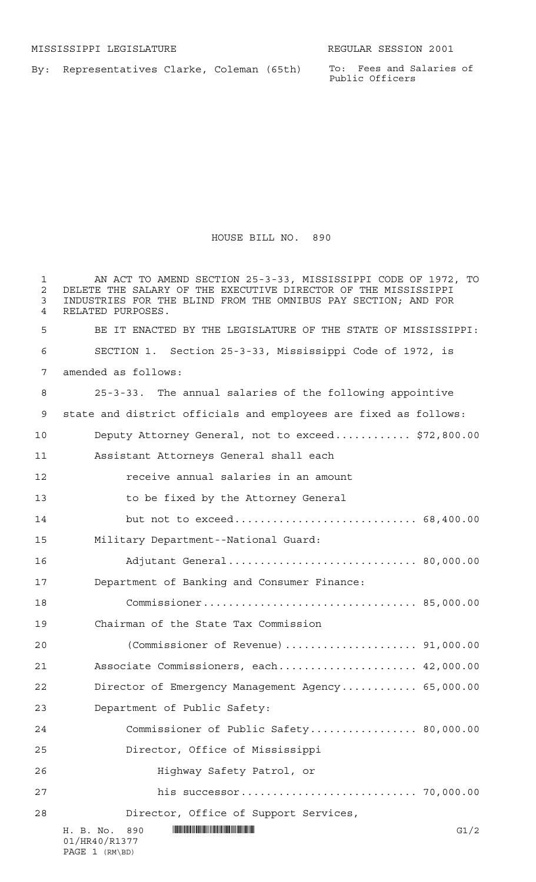MISSISSIPPI LEGISLATURE REGULAR SESSION 2001

By: Representatives Clarke, Coleman (65th)

To: Fees and Salaries of Public Officers

# HOUSE BILL NO. 890

AN ACT TO AMEND SECTION 25-3-33, MISSISSIPPI CODE OF 1972, TO DELETE THE SALARY OF THE EXECUTIVE DIRECTOR OF THE MISSISSIPPI INDUSTRIES FOR THE BLIND FROM THE OMNIBUS PAY SECTION; AND FOR RELATED PURPOSES.

BE IT ENACTED BY THE LEGISLATURE OF THE STATE OF MISSISSIPPI:

SECTION 1. Section 25-3-33, Mississippi Code of 1972, is amended as follows:

25-3-33. The annual salaries of the following appointive state and district officials and employees are fixed as follows:

Deputy Attorney General, not to exceed............ $72,800.00

Assistant Attorneys General shall each receive annual salaries in an amount to be fixed by the Attorney General but not to exceed............................ 68,400.00

Military Department--National Guard:

Adjutant General............................. 80,000.00

Department of Banking and Consumer Finance:

Commissioner................................. 85,000.00

Chairman of the State Tax Commission (Commissioner of Revenue).................... 91,000.00

Associate Commissioners, each...................... 42,000.00

Director of Emergency Management Agency............ 65,000.00

Department of Public Safety:

Commissioner of Public Safety................ 80,000.00

Director, Office of Mississippi Highway Safety Patrol, or his successor........................... 70,000.00

Director, Office of Support Services,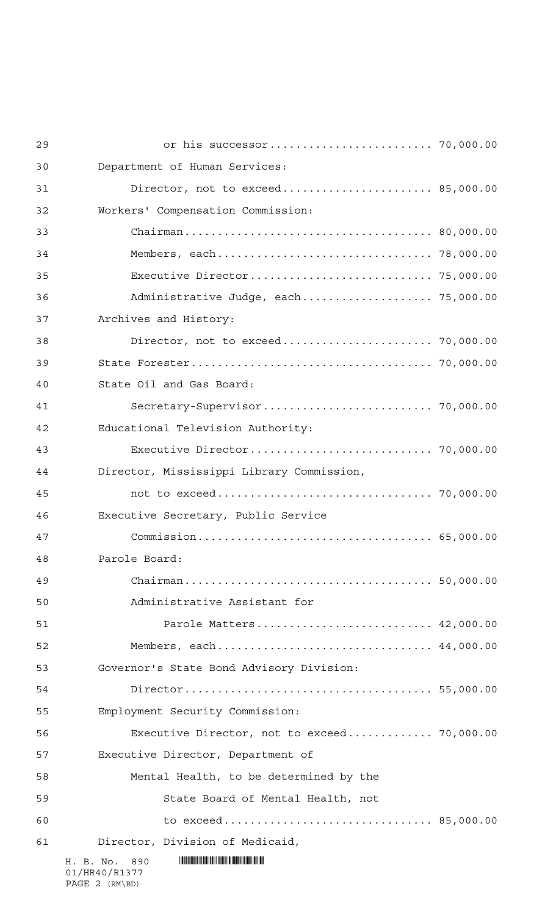or his successor........................ 70,000.00

Department of Human Services:

Director, not to exceed...................... 85,000.00

Workers' Compensation Commission:

Chairman.................................... 80,000.00

Members, each............................... 78,000.00

Executive Director.......................... 75,000.00

Administrative Judge, each.................. 75,000.00

Archives and History:

Director, not to exceed...................... 70,000.00

State Forester................................... 70,000.00

State Oil and Gas Board:

Secretary-Supervisor........................ 70,000.00

Educational Television Authority:

Executive Director.......................... 70,000.00

Director, Mississippi Library Commission,

not to exceed............................... 70,000.00

Executive Secretary, Public Service

Commission.................................. 65,000.00

Parole Board:

Chairman.................................... 50,000.00

Administrative Assistant for

Parole Matters.......................... 42,000.00

Members, each............................... 44,000.00

Governor's State Bond Advisory Division:

Director.................................... 55,000.00

Employment Security Commission:

Executive Director, not to exceed............ 70,000.00

Executive Director, Department of

Mental Health, to be determined by the

State Board of Mental Health, not

to exceed.............................. 85,000.00

Director, Division of Medicaid,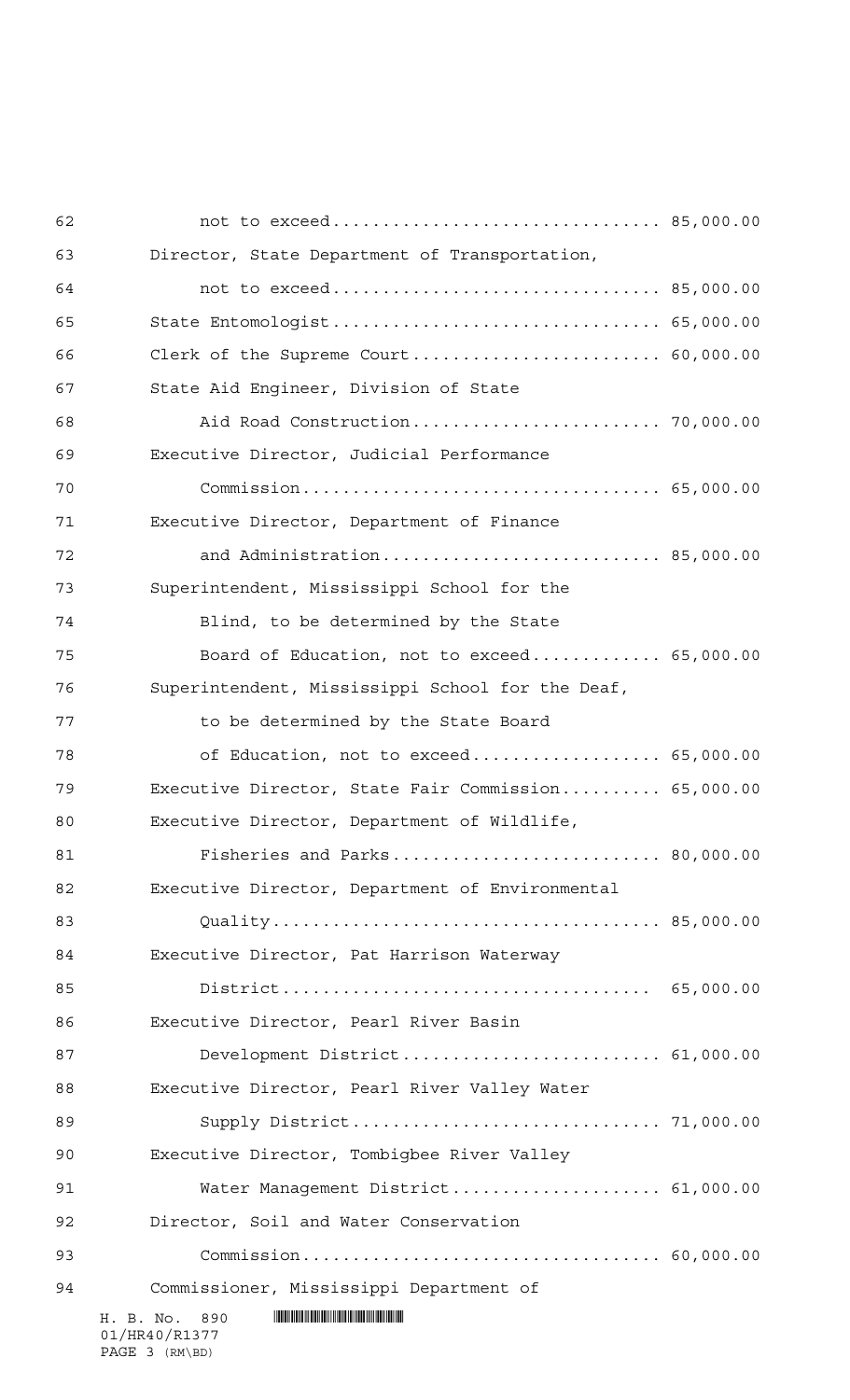not to exceed................................ 85,000.00

Director, State Department of Transportation,

not to exceed................................ 85,000.00

State Entomologist................................ 65,000.00

Clerk of the Supreme Court........................ 60,000.00

State Aid Engineer, Division of State

Aid Road Construction........................ 70,000.00

Executive Director, Judicial Performance

Commission................................... 65,000.00

Executive Director, Department of Finance

and Administration........................... 85,000.00

Superintendent, Mississippi School for the

Blind, to be determined by the State

Board of Education, not to exceed............ 65,000.00

Superintendent, Mississippi School for the Deaf,

to be determined by the State Board

of Education, not to exceed.................. 65,000.00

Executive Director, State Fair Commission.......... 65,000.00

Executive Director, Department of Wildlife,

Fisheries and Parks.......................... 80,000.00

Executive Director, Department of Environmental

Quality...................................... 85,000.00

Executive Director, Pat Harrison Waterway

District.................................... 65,000.00

Executive Director, Pearl River Basin

Development District......................... 61,000.00

Executive Director, Pearl River Valley Water

Supply District.............................. 71,000.00

Executive Director, Tombigbee River Valley

Water Management District.................... 61,000.00

Director, Soil and Water Conservation

Commission................................... 60,000.00

Commissioner, Mississippi Department of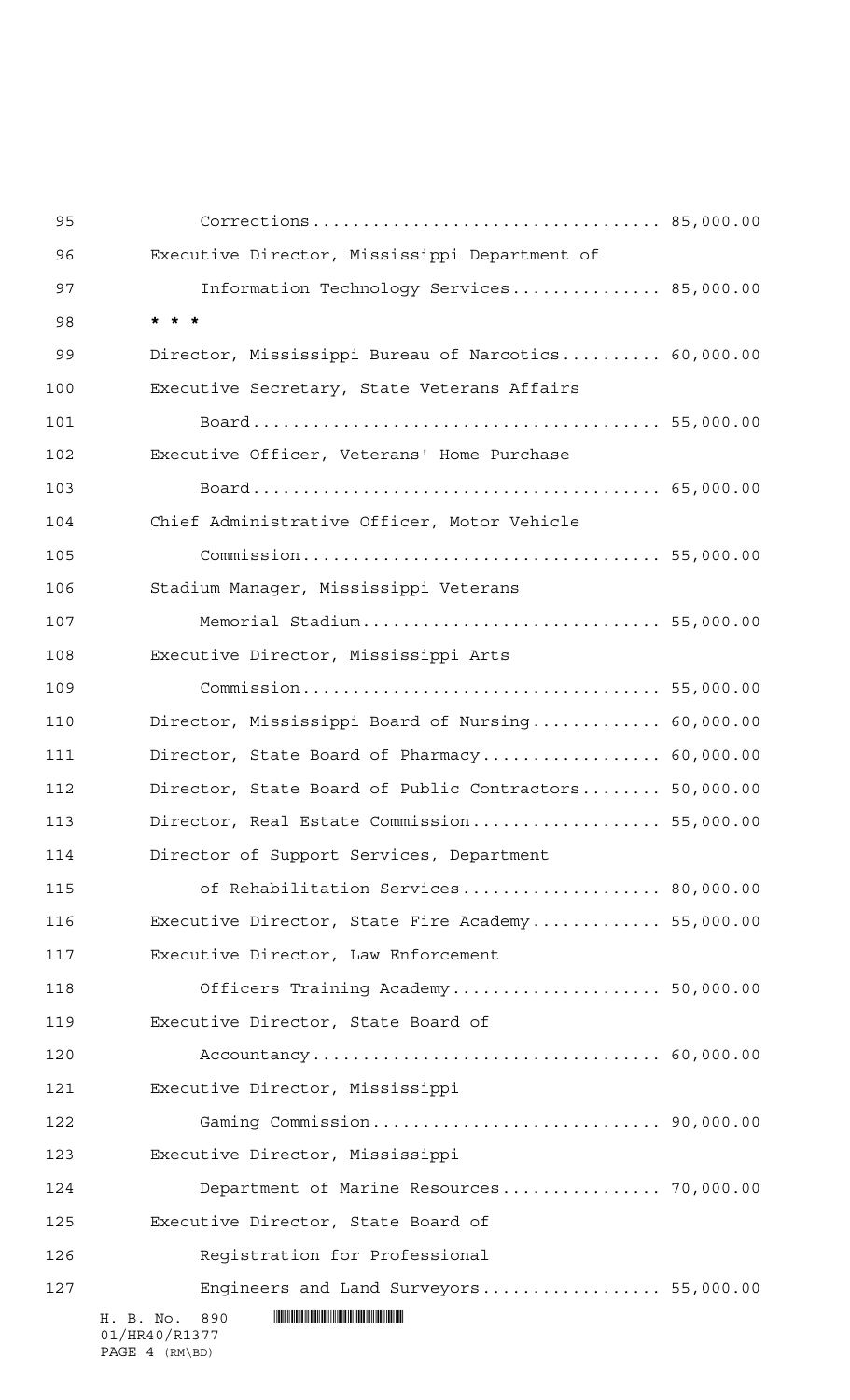Corrections.................................. 85,000.00

Executive Director, Mississippi Department of
Information Technology Services............... 85,000.00

* * *

Director, Mississippi Bureau of Narcotics.......... 60,000.00

Executive Secretary, State Veterans Affairs
Board......................................... 55,000.00

Executive Officer, Veterans' Home Purchase
Board......................................... 65,000.00

Chief Administrative Officer, Motor Vehicle
Commission.................................... 55,000.00

Stadium Manager, Mississippi Veterans
Memorial Stadium.............................. 55,000.00

Executive Director, Mississippi Arts
Commission.................................... 55,000.00

Director, Mississippi Board of Nursing............. 60,000.00

Director, State Board of Pharmacy.................. 60,000.00

Director, State Board of Public Contractors........ 50,000.00

Director, Real Estate Commission................... 55,000.00

Director of Support Services, Department
of Rehabilitation Services.................... 80,000.00

Executive Director, State Fire Academy............. 55,000.00

Executive Director, Law Enforcement
Officers Training Academy..................... 50,000.00

Executive Director, State Board of
Accountancy................................... 60,000.00

Executive Director, Mississippi
Gaming Commission............................. 90,000.00

Executive Director, Mississippi
Department of Marine Resources................ 70,000.00

Executive Director, State Board of
Registration for Professional
Engineers and Land Surveyors.................. 55,000.00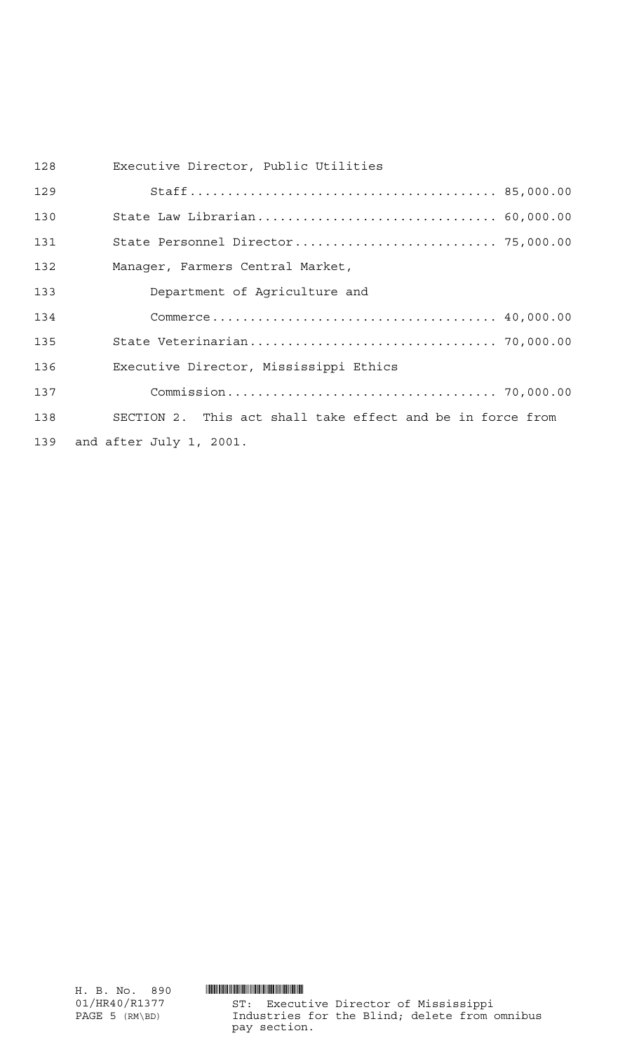Executive Director, Public Utilities

Staff........................................ 85,000.00

State Law Librarian............................... 60,000.00

State Personnel Director.......................... 75,000.00

Manager, Farmers Central Market,

Department of Agriculture and

Commerce..................................... 40,000.00

State Veterinarian................................ 70,000.00

Executive Director, Mississippi Ethics

Commission................................... 70,000.00

SECTION 2. This act shall take effect and be in force from and after July 1, 2001.

ST: Executive Director of Mississippi Industries for the Blind; delete from omnibus pay section.